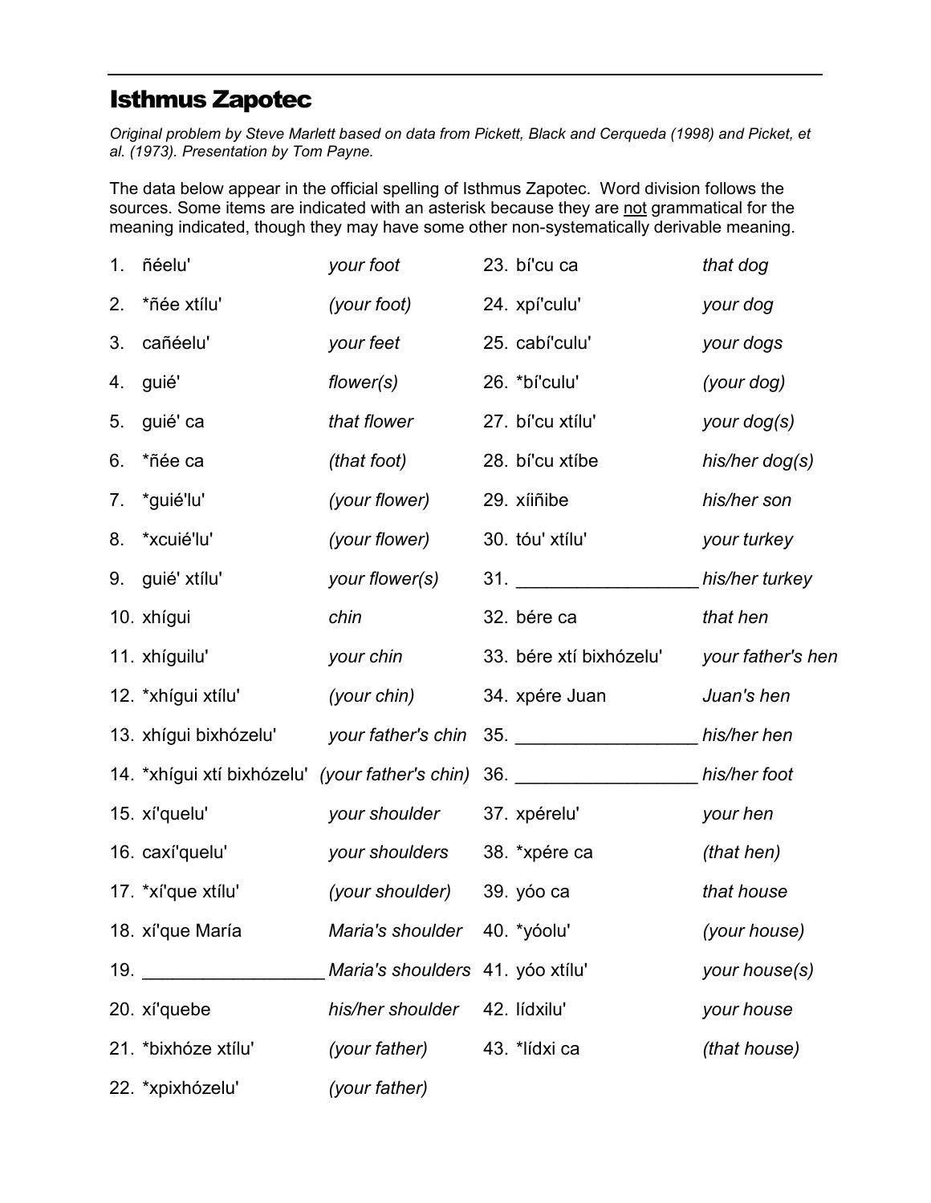# Isthmus Zapotec

*Original problem by Steve Marlett based on data from Pickett, Black and Cerqueda (1998) and Picket, et al. (1973). Presentation by Tom Payne.*

The data below appear in the official spelling of Isthmus Zapotec. Word division follows the sources. Some items are indicated with an asterisk because they are not grammatical for the meaning indicated, though they may have some other non-systematically derivable meaning.

| | | | | | |
|---|---|---|---|---|---|
| 1. | ñéelu' | *your foot* | 23. | bí'cu ca | *that dog* |
| 2. | *ñée xtílu' | *(your foot)* | 24. | xpí'culu' | *your dog* |
| 3. | cañéelu' | *your feet* | 25. | cabí'culu' | *your dogs* |
| 4. | guié' | *flower(s)* | 26. | *bí'culu' | *(your dog)* |
| 5. | guié' ca | *that flower* | 27. | bí'cu xtílu' | *your dog(s)* |
| 6. | *ñée ca | *(that foot)* | 28. | bí'cu xtíbe | *his/her dog(s)* |
| 7. | *guié'lu' | *(your flower)* | 29. | xíiñibe | *his/her son* |
| 8. | *xcuié'lu' | *(your flower)* | 30. | tóu' xtílu' | *your turkey* |
| 9. | guié' xtílu' | *your flower(s)* | 31. | __________________ | *his/her turkey* |
| 10. | xhígui | *chin* | 32. | bére ca | *that hen* |
| 11. | xhíguilu' | *your chin* | 33. | bére xtí bixhózelu' | *your father's hen* |
| 12. | *xhígui xtílu' | *(your chin)* | 34. | xpére Juan | *Juan's hen* |
| 13. | xhígui bixhózelu' | *your father's chin* | 35. | __________________ | *his/her hen* |
| 14. | *xhígui xtí bixhózelu' | *(your father's chin)* | 36. | __________________ | *his/her foot* |
| 15. | xí'quelu' | *your shoulder* | 37. | xpérelu' | *your hen* |
| 16. | caxí'quelu' | *your shoulders* | 38. | *xpére ca | *(that hen)* |
| 17. | *xí'que xtílu' | *(your shoulder)* | 39. | yóo ca | *that house* |
| 18. | xí'que María | *Maria's shoulder* | 40. | *yóolu' | *(your house)* |
| 19. | __________________ | *Maria's shoulders* | 41. | yóo xtílu' | *your house(s)* |
| 20. | xí'quebe | *his/her shoulder* | 42. | lídxilu' | *your house* |
| 21. | *bixhóze xtílu' | *(your father)* | 43. | *lídxi ca | *(that house)* |
| 22. | *xpixhózelu' | *(your father)* | | | |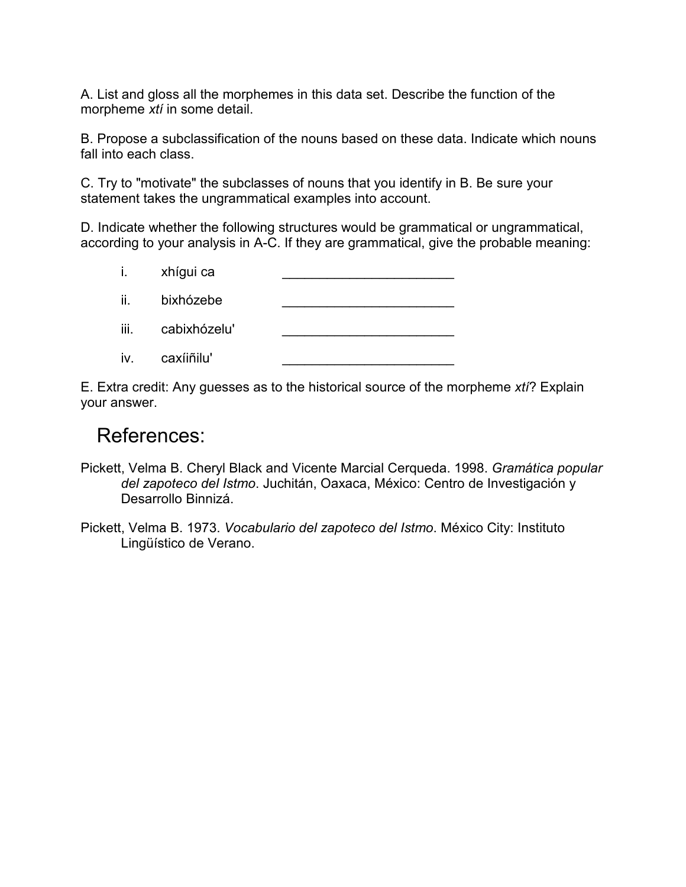A. List and gloss all the morphemes in this data set. Describe the function of the morpheme *xtí* in some detail.

B. Propose a subclassification of the nouns based on these data. Indicate which nouns fall into each class.

C. Try to "motivate" the subclasses of nouns that you identify in B. Be sure your statement takes the ungrammatical examples into account.

D. Indicate whether the following structures would be grammatical or ungrammatical, according to your analysis in A-C. If they are grammatical, give the probable meaning:

i. xhígui ca \_\_\_\_\_\_\_\_\_\_\_\_\_\_\_\_\_\_\_\_\_\_\_

ii. bixhózebe \_\_\_\_\_\_\_\_\_\_\_\_\_\_\_\_\_\_\_\_\_\_\_

iii. cabixhózelu' \_\_\_\_\_\_\_\_\_\_\_\_\_\_\_\_\_\_\_\_\_\_\_

iv. caxííñilu' \_\_\_\_\_\_\_\_\_\_\_\_\_\_\_\_\_\_\_\_\_\_\_

E. Extra credit: Any guesses as to the historical source of the morpheme *xtí*? Explain your answer.

## References:

Pickett, Velma B. Cheryl Black and Vicente Marcial Cerqueda. 1998. *Gramática popular del zapoteco del Istmo*. Juchitán, Oaxaca, México: Centro de Investigación y Desarrollo Binnizá.

Pickett, Velma B. 1973. *Vocabulario del zapoteco del Istmo*. México City: Instituto Lingüístico de Verano.